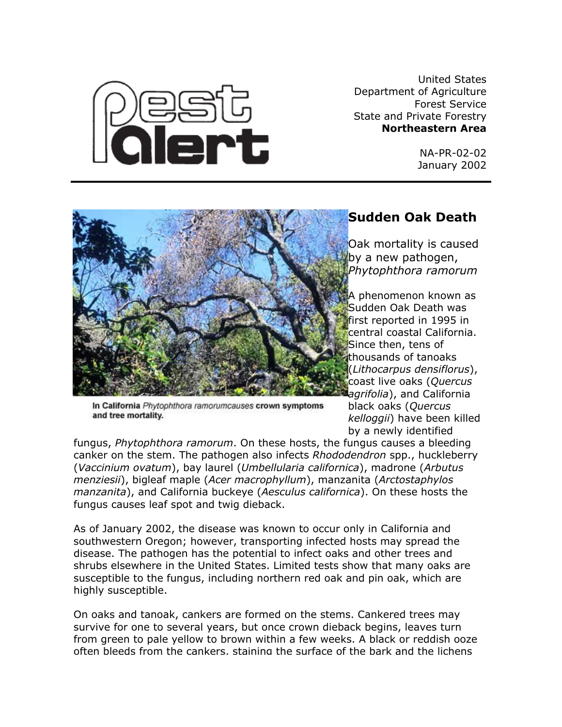# Pest Alert

United States Department of Agriculture
Forest Service
State and Private Forestry
**Northeastern Area**

NA-PR-02-02
January 2002

In California *Phytophthora ramorumcauses* crown symptoms and tree mortality.

## Sudden Oak Death

### Oak mortality is caused by a new pathogen, *Phytophthora ramorum*

A phenomenon known as Sudden Oak Death was first reported in 1995 in central coastal California. Since then, tens of thousands of tanoaks (*Lithocarpus densiflorus*), coast live oaks (*Quercus agrifolia*), and California black oaks (*Quercus kelloggii*) have been killed by a newly identified fungus, *Phytophthora ramorum*. On these hosts, the fungus causes a bleeding canker on the stem. The pathogen also infects *Rhododendron* spp., huckleberry (*Vaccinium ovatum*), bay laurel (*Umbellularia californica*), madrone (*Arbutus menziesii*), bigleaf maple (*Acer macrophyllum*), manzanita (*Arctostaphylos manzanita*), and California buckeye (*Aesculus californica*). On these hosts the fungus causes leaf spot and twig dieback.

As of January 2002, the disease was known to occur only in California and southwestern Oregon; however, transporting infected hosts may spread the disease. The pathogen has the potential to infect oaks and other trees and shrubs elsewhere in the United States. Limited tests show that many oaks are susceptible to the fungus, including northern red oak and pin oak, which are highly susceptible.

On oaks and tanoak, cankers are formed on the stems. Cankered trees may survive for one to several years, but once crown dieback begins, leaves turn from green to pale yellow to brown within a few weeks. A black or reddish ooze often bleeds from the cankers, staining the surface of the bark and the lichens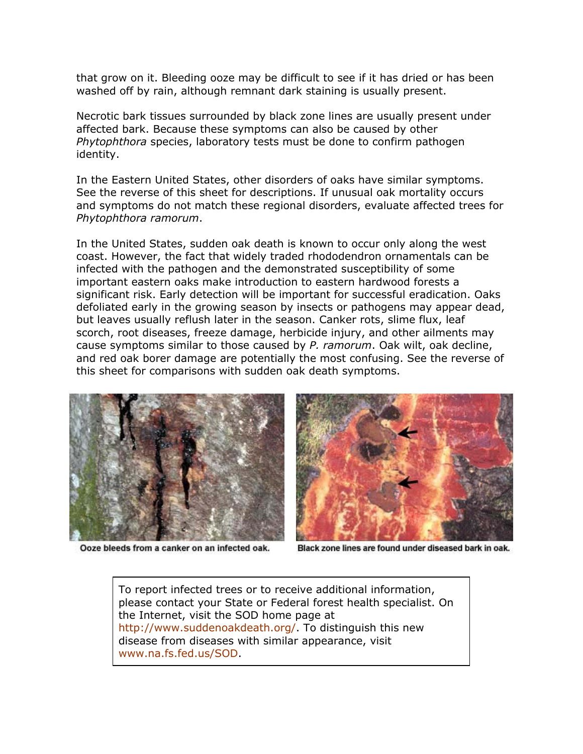that grow on it. Bleeding ooze may be difficult to see if it has dried or has been washed off by rain, although remnant dark staining is usually present.

Necrotic bark tissues surrounded by black zone lines are usually present under affected bark. Because these symptoms can also be caused by other *Phytophthora* species, laboratory tests must be done to confirm pathogen identity.

In the Eastern United States, other disorders of oaks have similar symptoms. See the reverse of this sheet for descriptions. If unusual oak mortality occurs and symptoms do not match these regional disorders, evaluate affected trees for *Phytophthora ramorum*.

In the United States, sudden oak death is known to occur only along the west coast. However, the fact that widely traded rhododendron ornamentals can be infected with the pathogen and the demonstrated susceptibility of some important eastern oaks make introduction to eastern hardwood forests a significant risk. Early detection will be important for successful eradication. Oaks defoliated early in the growing season by insects or pathogens may appear dead, but leaves usually reflush later in the season. Canker rots, slime flux, leaf scorch, root diseases, freeze damage, herbicide injury, and other ailments may cause symptoms similar to those caused by *P. ramorum*. Oak wilt, oak decline, and red oak borer damage are potentially the most confusing. See the reverse of this sheet for comparisons with sudden oak death symptoms.

Ooze bleeds from a canker on an infected oak.

Black zone lines are found under diseased bark in oak.

To report infected trees or to receive additional information, please contact your State or Federal forest health specialist. On the Internet, visit the SOD home page at http://www.suddenoakdeath.org/. To distinguish this new disease from diseases with similar appearance, visit www.na.fs.fed.us/SOD.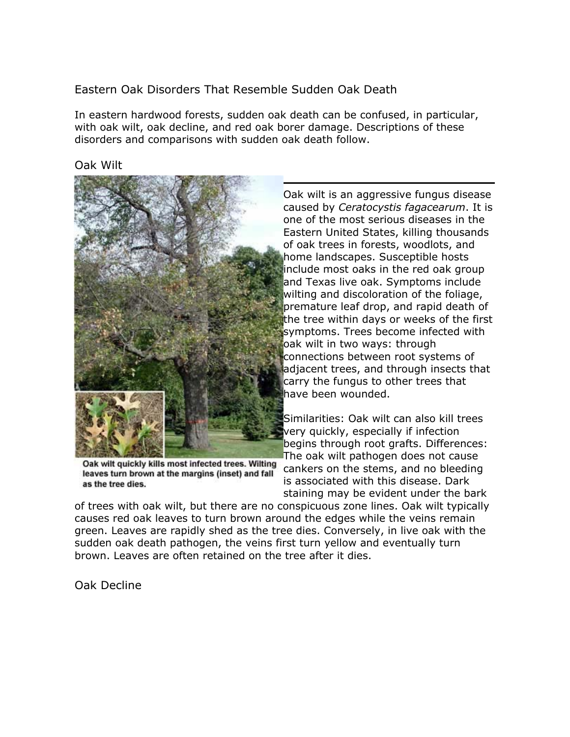## Eastern Oak Disorders That Resemble Sudden Oak Death

In eastern hardwood forests, sudden oak death can be confused, in particular, with oak wilt, oak decline, and red oak borer damage. Descriptions of these disorders and comparisons with sudden oak death follow.

### Oak Wilt

Oak wilt quickly kills most infected trees. Wilting leaves turn brown at the margins (inset) and fall as the tree dies.

Oak wilt is an aggressive fungus disease caused by *Ceratocystis fagacearum*. It is one of the most serious diseases in the Eastern United States, killing thousands of oak trees in forests, woodlots, and home landscapes. Susceptible hosts include most oaks in the red oak group and Texas live oak. Symptoms include wilting and discoloration of the foliage, premature leaf drop, and rapid death of the tree within days or weeks of the first symptoms. Trees become infected with oak wilt in two ways: through connections between root systems of adjacent trees, and through insects that carry the fungus to other trees that have been wounded.

Similarities: Oak wilt can also kill trees very quickly, especially if infection begins through root grafts. Differences: The oak wilt pathogen does not cause cankers on the stems, and no bleeding is associated with this disease. Dark staining may be evident under the bark of trees with oak wilt, but there are no conspicuous zone lines. Oak wilt typically causes red oak leaves to turn brown around the edges while the veins remain green. Leaves are rapidly shed as the tree dies. Conversely, in live oak with the sudden oak death pathogen, the veins first turn yellow and eventually turn brown. Leaves are often retained on the tree after it dies.

### Oak Decline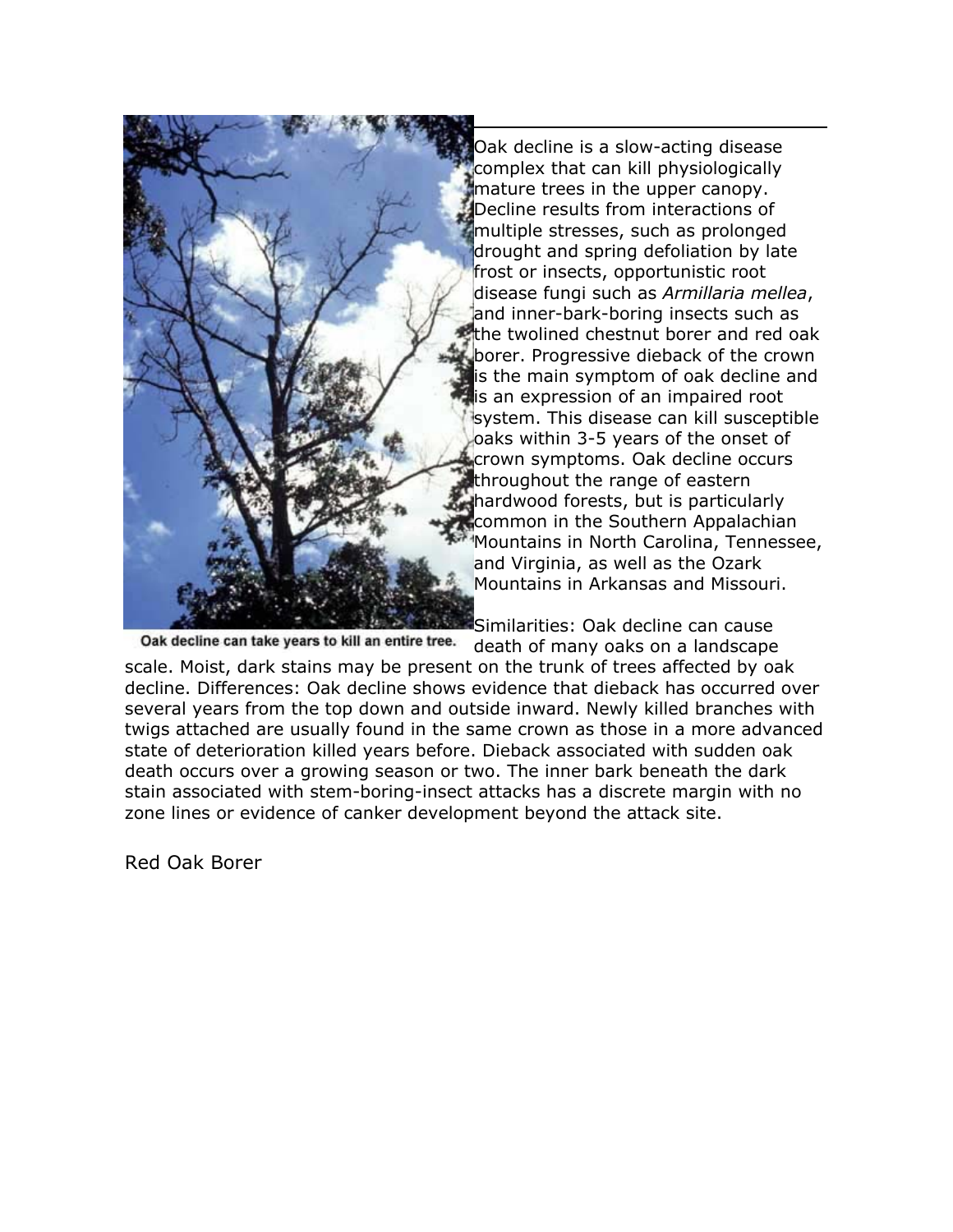Oak decline can take years to kill an entire tree.

Oak decline is a slow-acting disease complex that can kill physiologically mature trees in the upper canopy. Decline results from interactions of multiple stresses, such as prolonged drought and spring defoliation by late frost or insects, opportunistic root disease fungi such as *Armillaria mellea*, and inner-bark-boring insects such as the twolined chestnut borer and red oak borer. Progressive dieback of the crown is the main symptom of oak decline and is an expression of an impaired root system. This disease can kill susceptible oaks within 3-5 years of the onset of crown symptoms. Oak decline occurs throughout the range of eastern hardwood forests, but is particularly common in the Southern Appalachian Mountains in North Carolina, Tennessee, and Virginia, as well as the Ozark Mountains in Arkansas and Missouri.

Similarities: Oak decline can cause death of many oaks on a landscape scale. Moist, dark stains may be present on the trunk of trees affected by oak decline. Differences: Oak decline shows evidence that dieback has occurred over several years from the top down and outside inward. Newly killed branches with twigs attached are usually found in the same crown as those in a more advanced state of deterioration killed years before. Dieback associated with sudden oak death occurs over a growing season or two. The inner bark beneath the dark stain associated with stem-boring-insect attacks has a discrete margin with no zone lines or evidence of canker development beyond the attack site.

## Red Oak Borer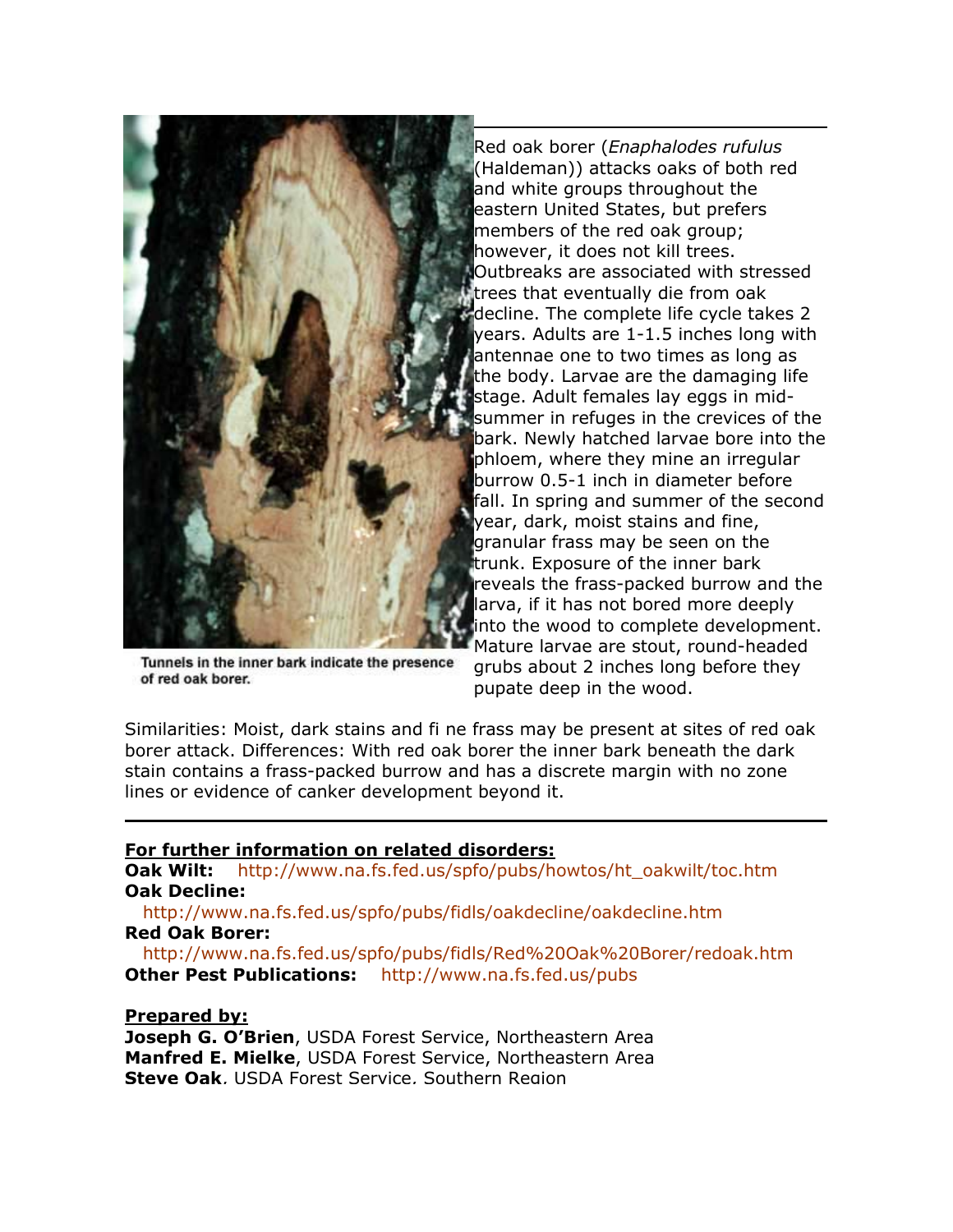Tunnels in the inner bark indicate the presence of red oak borer.

Red oak borer (*Enaphalodes rufulus* (Haldeman)) attacks oaks of both red and white groups throughout the eastern United States, but prefers members of the red oak group; however, it does not kill trees. Outbreaks are associated with stressed trees that eventually die from oak decline. The complete life cycle takes 2 years. Adults are 1-1.5 inches long with antennae one to two times as long as the body. Larvae are the damaging life stage. Adult females lay eggs in mid-summer in refuges in the crevices of the bark. Newly hatched larvae bore into the phloem, where they mine an irregular burrow 0.5-1 inch in diameter before fall. In spring and summer of the second year, dark, moist stains and fine, granular frass may be seen on the trunk. Exposure of the inner bark reveals the frass-packed burrow and the larva, if it has not bored more deeply into the wood to complete development. Mature larvae are stout, round-headed grubs about 2 inches long before they pupate deep in the wood.

Similarities: Moist, dark stains and fi ne frass may be present at sites of red oak borer attack. Differences: With red oak borer the inner bark beneath the dark stain contains a frass-packed burrow and has a discrete margin with no zone lines or evidence of canker development beyond it.

---

**For further information on related disorders:**

**Oak Wilt:** http://www.na.fs.fed.us/spfo/pubs/howtos/ht_oakwilt/toc.htm
**Oak Decline:**
http://www.na.fs.fed.us/spfo/pubs/fidls/oakdecline/oakdecline.htm
**Red Oak Borer:**
http://www.na.fs.fed.us/spfo/pubs/fidls/Red%20Oak%20Borer/redoak.htm
**Other Pest Publications:** http://www.na.fs.fed.us/pubs

**Prepared by:**

**Joseph G. O'Brien**, USDA Forest Service, Northeastern Area
**Manfred E. Mielke**, USDA Forest Service, Northeastern Area
**Steve Oak**, USDA Forest Service, Southern Region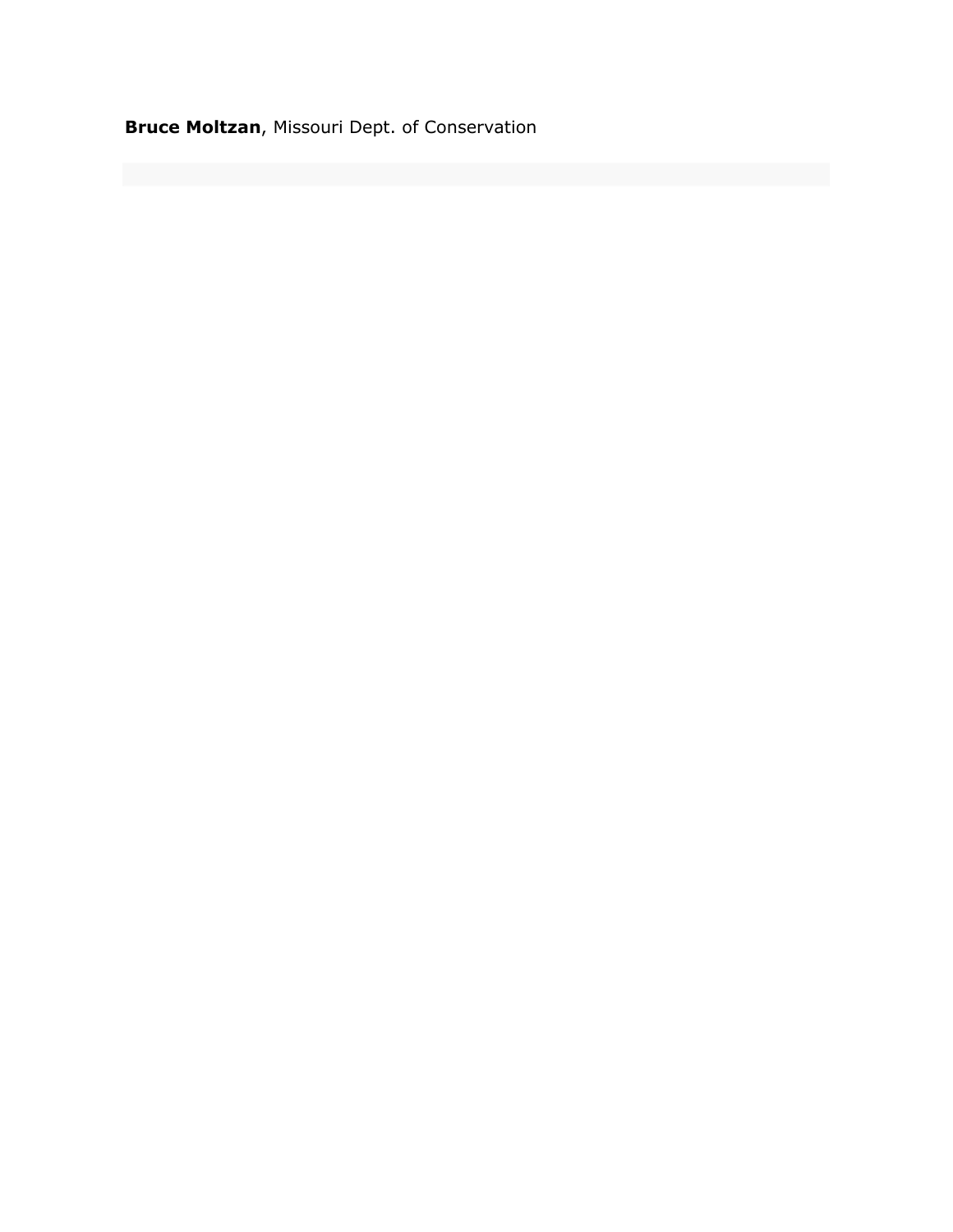**Bruce Moltzan**, Missouri Dept. of Conservation